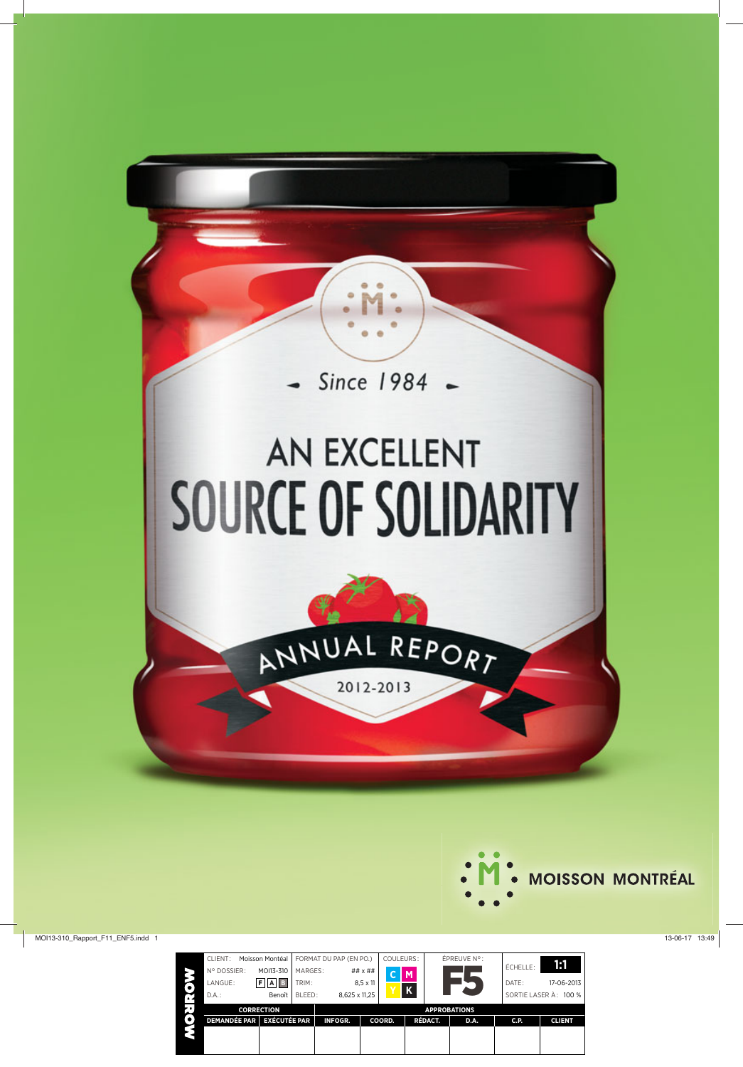Since 1984

# AN EXCELLENT SOURCE OF SOLIDARITY

## ANNUAL REPORT

2012-2013

MOISSON MONTRÉAL

MOI13-310_Rapport_F11_ENF5.indd 1 13-06-17 13:49

| MORROW | CLIENT: Moisson Montéal | FORMAT DU PAP (EN PO.) | COULEURS: | ÉPREUVE N°: | ÉCHELLE: 1:1 |
|---|---|---|---|---|---|
| | N° DOSSIER: MOI13-310 | MARGES: ## x ## | C M | F5 | DATE: 17-06-2013 |
| | LANGUE: F A B | TRIM: 8,5 x 11 | Y K | | SORTIE LASER À: 100 % |
| | D.A.: Benoît | BLEED: 8,625 x 11,25 | | | |

| CORRECTION | | APPROBATIONS | | | | | |
|---|---|---|---|---|---|---|---|
| DEMANDÉE PAR | EXÉCUTÉE PAR | INFOGR. | COORD. | RÉDACT. | D.A. | C.P. | CLIENT |
| | | | | | | | |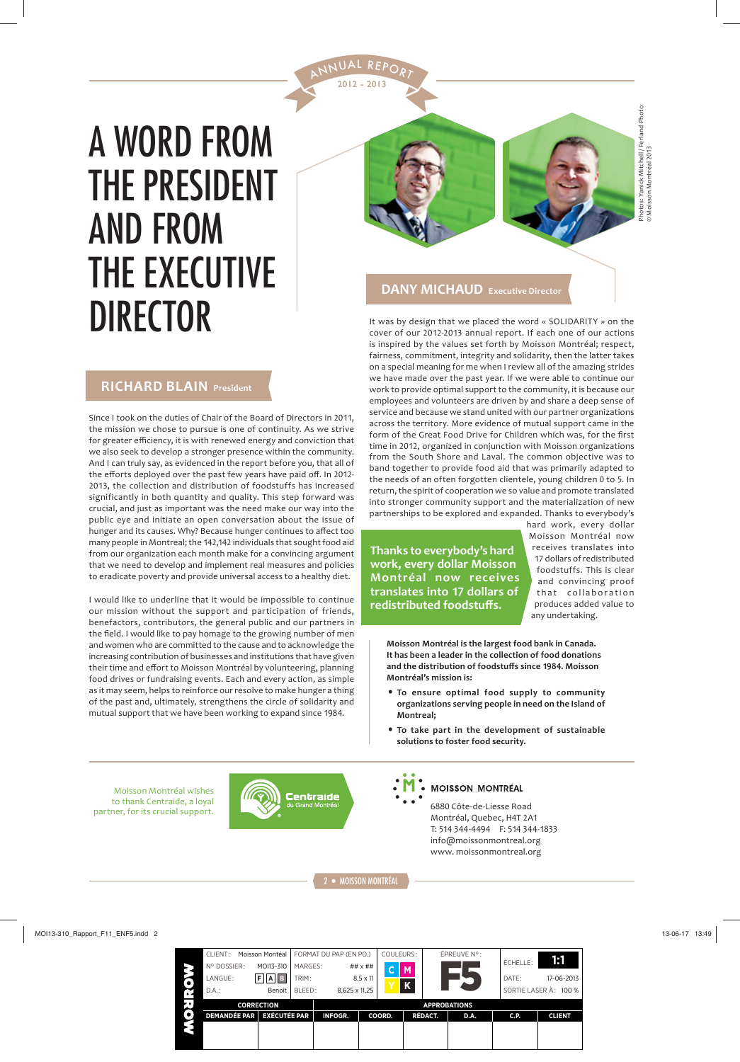ANNUAL REPORT 2012 - 2013

# A WORD FROM THE PRESIDENT AND FROM THE EXECUTIVE DIRECTOR

## RICHARD BLAIN President

Since I took on the duties of Chair of the Board of Directors in 2011, the mission we chose to pursue is one of continuity. As we strive for greater efficiency, it is with renewed energy and conviction that we also seek to develop a stronger presence within the community. And I can truly say, as evidenced in the report before you, that all of the efforts deployed over the past few years have paid off. In 2012-2013, the collection and distribution of foodstuffs has increased significantly in both quantity and quality. This step forward was crucial, and just as important was the need make our way into the public eye and initiate an open conversation about the issue of hunger and its causes. Why? Because hunger continues to affect too many people in Montreal; the 142,142 individuals that sought food aid from our organization each month make for a convincing argument that we need to develop and implement real measures and policies to eradicate poverty and provide universal access to a healthy diet.

I would like to underline that it would be impossible to continue our mission without the support and participation of friends, benefactors, contributors, the general public and our partners in the field. I would like to pay homage to the growing number of men and women who are committed to the cause and to acknowledge the increasing contribution of businesses and institutions that have given their time and effort to Moisson Montréal by volunteering, planning food drives or fundraising events. Each and every action, as simple as it may seem, helps to reinforce our resolve to make hunger a thing of the past and, ultimately, strengthens the circle of solidarity and mutual support that we have been working to expand since 1984.

## DANY MICHAUD Executive Director

It was by design that we placed the word « SOLIDARITY » on the cover of our 2012-2013 annual report. If each one of our actions is inspired by the values set forth by Moisson Montréal; respect, fairness, commitment, integrity and solidarity, then the latter takes on a special meaning for me when I review all of the amazing strides we have made over the past year. If we were able to continue our work to provide optimal support to the community, it is because our employees and volunteers are driven by and share a deep sense of service and because we stand united with our partner organizations across the territory. More evidence of mutual support came in the form of the Great Food Drive for Children which was, for the first time in 2012, organized in conjunction with Moisson organizations from the South Shore and Laval. The common objective was to band together to provide food aid that was primarily adapted to the needs of an often forgotten clientele, young children 0 to 5. In return, the spirit of cooperation we so value and promote translated into stronger community support and the materialization of new partnerships to be explored and expanded. Thanks to everybody's hard work, every dollar Moisson Montréal now receives translates into 17 dollars of redistributed foodstuffs. This is clear and convincing proof that collaboration produces added value to any undertaking.

**Thanks to everybody's hard work, every dollar Moisson Montréal now receives translates into 17 dollars of redistributed foodstuffs.**

**Moisson Montréal is the largest food bank in Canada. It has been a leader in the collection of food donations and the distribution of foodstuffs since 1984. Moisson Montréal's mission is:**

- **To ensure optimal food supply to community organizations serving people in need on the Island of Montreal;**
- **To take part in the development of sustainable solutions to foster food security.**

Photos: Yanick Mitchell / Ferland Photo © Moisson Montréal 2013

Moisson Montréal wishes to thank Centraide, a loyal partner, for its crucial support.

Centraide du Grand Montréal

MOISSON MONTRÉAL
6880 Côte-de-Liesse Road
Montréal, Quebec, H4T 2A1
T: 514 344-4494 F: 514 344-1833
info@moissonmontreal.org
www. moissonmontreal.org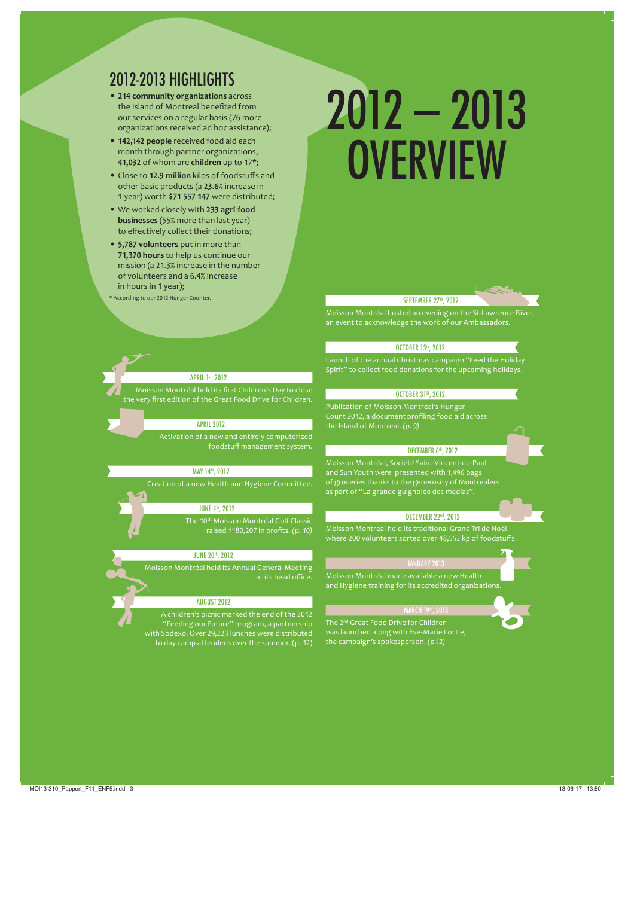# 2012 – 2013 OVERVIEW

## 2012-2013 HIGHLIGHTS

- **214 community organizations** across the Island of Montreal benefited from our services on a regular basis (76 more organizations received ad hoc assistance);
- **142,142 people** received food aid each month through partner organizations, **41,032** of whom are **children** up to 17*;
- Close to **12.9 million** kilos of foodstuffs and other basic products (a **23.6%** increase in 1 year) worth **$71 557 147** were distributed;
- We worked closely with **233 agri-food businesses** (55% more than last year) to effectively collect their donations;
- **5,787 volunteers** put in more than **71,370 hours** to help us continue our mission (a 21.3% increase in the number of volunteers and a 6.4% increase in hours in 1 year);

* According to our 2012 Hunger Counter.

### APRIL 1st, 2012

Moisson Montréal held its first Children's Day to close the very first edition of the Great Food Drive for Children.

### APRIL 2012

Activation of a new and entirely computerized foodstuff management system.

### MAY 14th, 2012

Creation of a new Health and Hygiene Committee.

### JUNE 4th, 2012

The 10th Moisson Montréal Golf Classic raised $180,207 in profits. *(p. 10)*

### JUNE 20th, 2012

Moisson Montréal held its Annual General Meeting at its head office.

### AUGUST 2012

A children's picnic marked the end of the 2012 "Feeding our Future" program, a partnership with Sodexo. Over 29,223 lunches were distributed to day camp attendees over the summer. (p. 12)

### SEPTEMBER 27th, 2012

Moisson Montréal hosted an evening on the St-Lawrence River, an event to acknowledge the work of our Ambassadors.

### OCTOBER 15th, 2012

Launch of the annual Christmas campaign "Feed the Holiday Spirit" to collect food donations for the upcoming holidays.

### OCTOBER 31st, 2012

Publication of Moisson Montréal's Hunger Count 2012, a document profiling food aid across the Island of Montreal. *(p. 9)*

### DECEMBER 6th, 2012

Moisson Montréal, Société Saint-Vincent-de-Paul and Sun Youth were presented with 1,496 bags of groceries thanks to the generosity of Montrealers as part of "La grande guignolée des medias".

### DECEMBER 22nd, 2012

Moisson Montreal held its traditional Grand Tri de Noël where 200 volunteers sorted over 48,552 kg of foodstuffs.

### JANUARY 2013

Moisson Montréal made available a new Health and Hygiene training for its accredited organizations.

### MARCH 19th, 2013

The 2nd Great Food Drive for Children was launched along with Ève-Marie Lortie, the campaign's spokesperson. *(p.12)*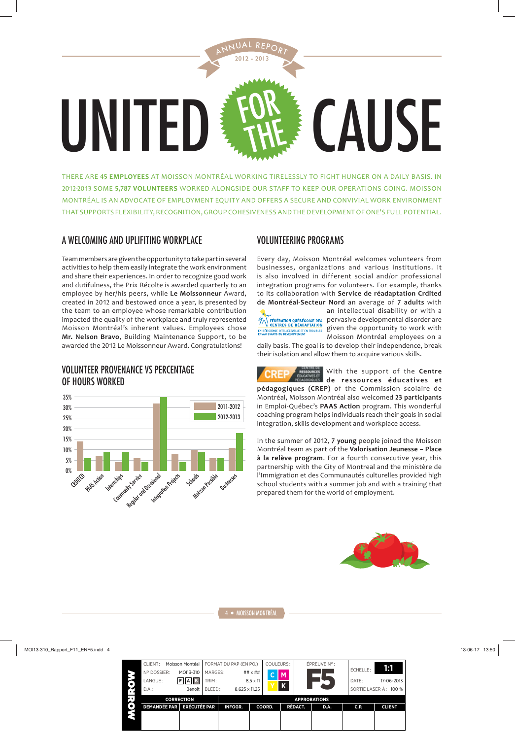ANNUAL REPORT 2012 - 2013

# UNITED FOR THE CAUSE

THERE ARE **45 EMPLOYEES** AT MOISSON MONTRÉAL WORKING TIRELESSLY TO FIGHT HUNGER ON A DAILY BASIS. IN 2012-2013 SOME **5,787 VOLUNTEERS** WORKED ALONGSIDE OUR STAFF TO KEEP OUR OPERATIONS GOING. MOISSON MONTRÉAL IS AN ADVOCATE OF EMPLOYMENT EQUITY AND OFFERS A SECURE AND CONVIVIAL WORK ENVIRONMENT THAT SUPPORTS FLEXIBILITY, RECOGNITION, GROUP COHESIVENESS AND THE DEVELOPMENT OF ONE'S FULL POTENTIAL.

## A WELCOMING AND UPLIFITING WORKPLACE

Team members are given the opportunity to take part in several activities to help them easily integrate the work environment and share their experiences. In order to recognize good work and dutifulness, the Prix Récolte is awarded quarterly to an employee by her/his peers, while **Le Moissonneur** Award, created in 2012 and bestowed once a year, is presented by the team to an employee whose remarkable contribution impacted the quality of the workplace and truly represented Moisson Montréal's inherent values. Employees chose **Mr. Nelson Bravo**, Building Maintenance Support, to be awarded the 2012 Le Moissonneur Award. Congratulations!

## VOLUNTEER PROVENANCE VS PERCENTAGE OF HOURS WORKED

| Provenance | 2011-2012 | 2012-2013 |
|---|---|---|
| CRDITED | ~14% | ~6% |
| PAAS Action | ~7% | ~9% |
| Internships | ~4% | ~9% |
| Community Service | ~6% | ~4% |
| Regular and Occasional | ~32% | ~35% |
| Integration Projects | ~8% | ~4% |
| Schools | ~10% | ~9% |
| Moisson Possible | ~6% | ~6% |
| Businesses | ~11% | ~18% |

## VOLUNTEERING PROGRAMS

Every day, Moisson Montréal welcomes volunteers from businesses, organizations and various institutions. It is also involved in different social and/or professional integration programs for volunteers. For example, thanks to its collaboration with **Service de réadaptation Crdited de Montréal-Secteur Nord** an average of **7 adults** with an intellectual disability or with a pervasive developmental disorder are given the opportunity to work with Moisson Montréal employees on a daily basis. The goal is to develop their independence, break their isolation and allow them to acquire various skills.

With the support of the **Centre de ressources éducatives et pédagogiques (CREP)** of the Commission scolaire de Montréal, Moisson Montréal also welcomed **23 participants** in Emploi-Québec's **PAAS Action** program. This wonderful coaching program helps individuals reach their goals in social integration, skills development and workplace access.

In the summer of 2012, **7 young** people joined the Moisson Montréal team as part of the **Valorisation Jeunesse – Place à la relève program**. For a fourth consecutive year, this partnership with the City of Montreal and the ministère de l'Immigration et des Communautés culturelles provided high school students with a summer job and with a training that prepared them for the world of employment.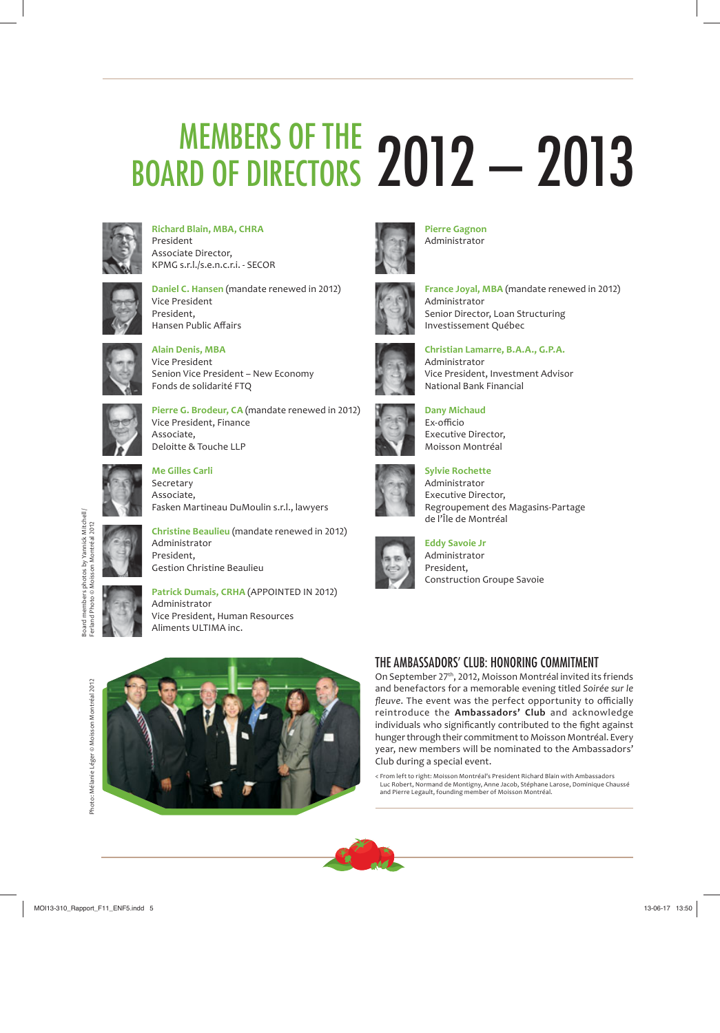# MEMBERS OF THE BOARD OF DIRECTORS 2012 – 2013

**Richard Blain, MBA, CHRA**
President
Associate Director,
KPMG s.r.l./s.e.n.c.r.l. - SECOR

**Daniel C. Hansen** (mandate renewed in 2012)
Vice President
President,
Hansen Public Affairs

**Alain Denis, MBA**
Vice President
Senion Vice President – New Economy
Fonds de solidarité FTQ

**Pierre G. Brodeur, CA** (mandate renewed in 2012)
Vice President, Finance
Associate,
Deloitte & Touche LLP

**Me Gilles Carli**
Secretary
Associate,
Fasken Martineau DuMoulin s.r.l., lawyers

**Christine Beaulieu** (mandate renewed in 2012)
Administrator
President,
Gestion Christine Beaulieu

**Patrick Dumais, CRHA** (APPOINTED IN 2012)
Administrator
Vice President, Human Resources
Aliments ULTIMA inc.

**Pierre Gagnon**
Administrator

**France Joyal, MBA** (mandate renewed in 2012)
Administrator
Senior Director, Loan Structuring
Investissement Québec

**Christian Lamarre, B.A.A., G.P.A.**
Administrator
Vice President, Investment Advisor
National Bank Financial

**Dany Michaud**
Ex-officio
Executive Director,
Moisson Montréal

**Sylvie Rochette**
Administrator
Executive Director,
Regroupement des Magasins-Partage
de l'Île de Montréal

**Eddy Savoie Jr**
Administrator
President,
Construction Groupe Savoie

Board members photos by Yannick Mitchell / Ferland Photo © Moisson Montréal 2012

## THE AMBASSADORS' CLUB: HONORING COMMITMENT

On September 27th, 2012, Moisson Montréal invited its friends and benefactors for a memorable evening titled *Soirée sur le fleuve*. The event was the perfect opportunity to officially reintroduce the **Ambassadors' Club** and acknowledge individuals who significantly contributed to the fight against hunger through their commitment to Moisson Montréal. Every year, new members will be nominated to the Ambassadors' Club during a special event.

< From left to right: Moisson Montréal's President Richard Blain with Ambassadors Luc Robert, Normand de Montigny, Anne Jacob, Stéphane Larose, Dominique Chaussé and Pierre Legault, founding member of Moisson Montréal.

Photo: Mélanie Léger © Moisson Montréal 2012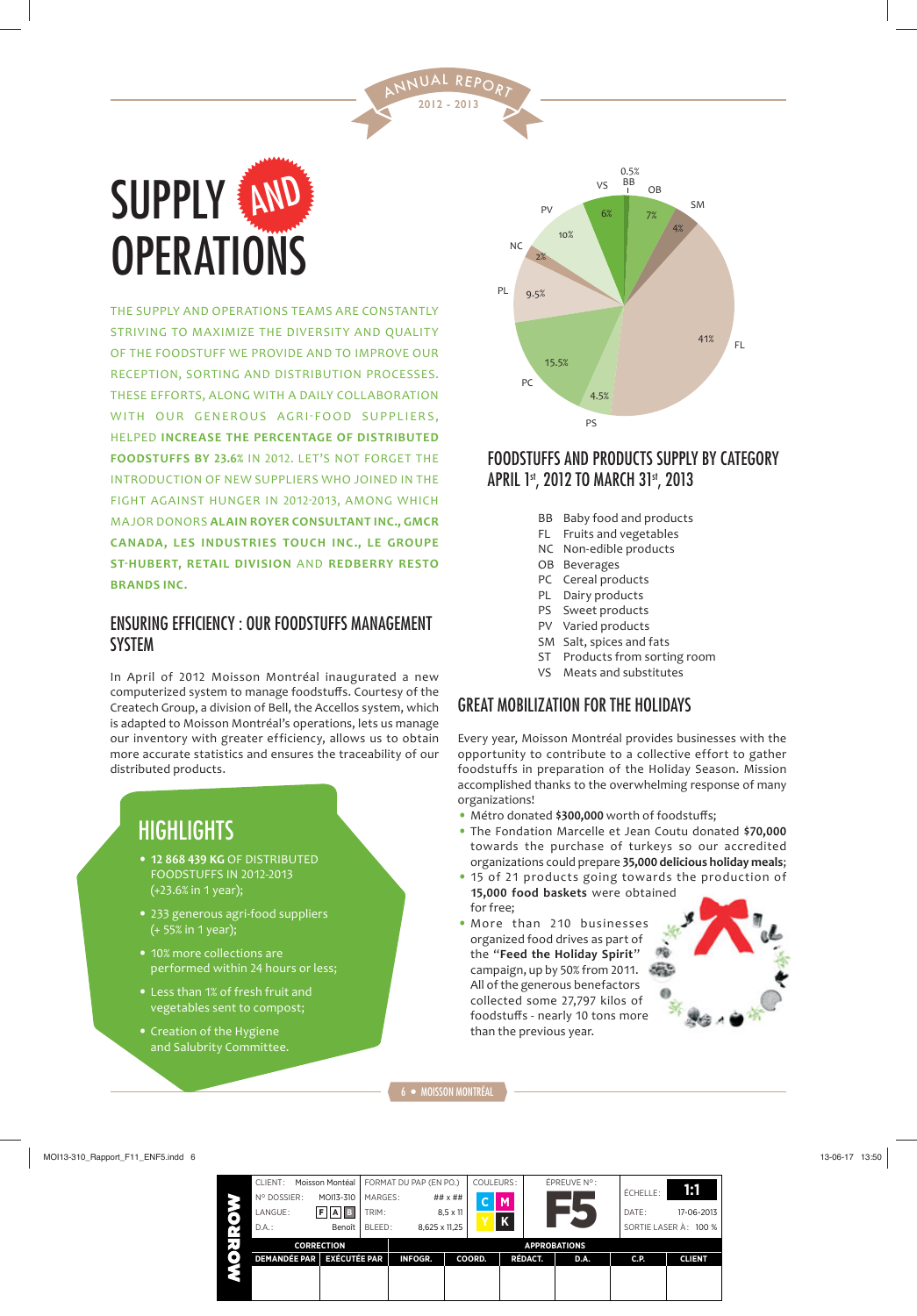# SUPPLY AND OPERATIONS

THE SUPPLY AND OPERATIONS TEAMS ARE CONSTANTLY STRIVING TO MAXIMIZE THE DIVERSITY AND QUALITY OF THE FOODSTUFF WE PROVIDE AND TO IMPROVE OUR RECEPTION, SORTING AND DISTRIBUTION PROCESSES. THESE EFFORTS, ALONG WITH A DAILY COLLABORATION WITH OUR GENEROUS AGRI-FOOD SUPPLIERS, HELPED **INCREASE THE PERCENTAGE OF DISTRIBUTED FOODSTUFFS BY 23.6%** IN 2012. LET'S NOT FORGET THE INTRODUCTION OF NEW SUPPLIERS WHO JOINED IN THE FIGHT AGAINST HUNGER IN 2012-2013, AMONG WHICH MAJOR DONORS **ALAIN ROYER CONSULTANT INC., GMCR CANADA, LES INDUSTRIES TOUCH INC., LE GROUPE ST-HUBERT, RETAIL DIVISION** AND **REDBERRY RESTO BRANDS INC.**

## ENSURING EFFICIENCY : OUR FOODSTUFFS MANAGEMENT SYSTEM

In April of 2012 Moisson Montréal inaugurated a new computerized system to manage foodstuffs. Courtesy of the Createch Group, a division of Bell, the Accellos system, which is adapted to Moisson Montréal's operations, lets us manage our inventory with greater efficiency, allows us to obtain more accurate statistics and ensures the traceability of our distributed products.

## HIGHLIGHTS

- **12 868 439 KG** OF DISTRIBUTED FOODSTUFFS IN 2012-2013 (+23.6% in 1 year);
- 233 generous agri-food suppliers (+ 55% in 1 year);
- 10% more collections are performed within 24 hours or less;
- Less than 1% of fresh fruit and vegetables sent to compost;
- Creation of the Hygiene and Salubrity Committee.

| Category | Share |
|---|---|
| FL | 41% |
| PC | 15.5% |
| PV | 10% |
| PL | 9.5% |
| OB | 7% |
| VS | 6% |
| PS | 4.5% |
| SM | 4% |
| NC | 2% |
| BB | 0.5% |

## FOODSTUFFS AND PRODUCTS SUPPLY BY CATEGORY APRIL 1st, 2012 TO MARCH 31st, 2013

- BB Baby food and products
- FL Fruits and vegetables
- NC Non-edible products
- OB Beverages
- PC Cereal products
- PL Dairy products
- PS Sweet products
- PV Varied products
- SM Salt, spices and fats
- ST Products from sorting room
- VS Meats and substitutes

## GREAT MOBILIZATION FOR THE HOLIDAYS

Every year, Moisson Montréal provides businesses with the opportunity to contribute to a collective effort to gather foodstuffs in preparation of the Holiday Season. Mission accomplished thanks to the overwhelming response of many organizations!

- Métro donated **$300,000** worth of foodstuffs;
- The Fondation Marcelle et Jean Coutu donated **$70,000** towards the purchase of turkeys so our accredited organizations could prepare **35,000 delicious holiday meals**;
- 15 of 21 products going towards the production of **15,000 food baskets** were obtained for free;
- More than 210 businesses organized food drives as part of the **"Feed the Holiday Spirit"** campaign, up by 50% from 2011. All of the generous benefactors collected some 27,797 kilos of foodstuffs - nearly 10 tons more than the previous year.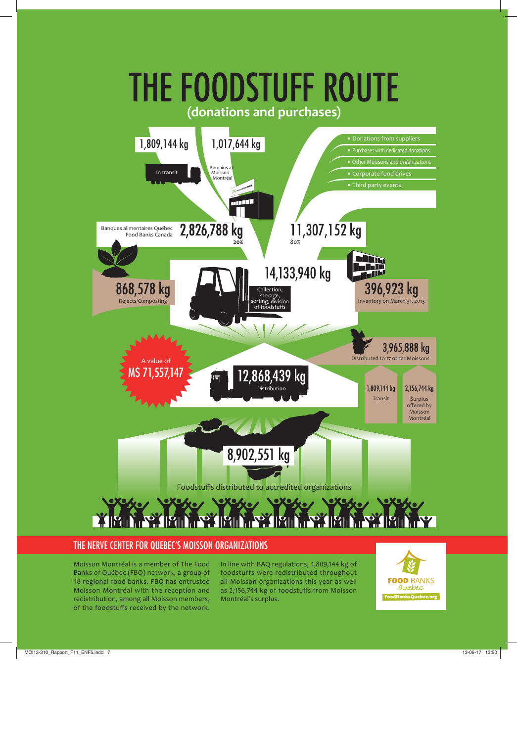# THE FOODSTUFF ROUTE

## (donations and purchases)

1,809,144 kg

In transit

1,017,644 kg

Remains at Moisson Montréal

- Donations from suppliers
- Purchases with dedicated donations
- Other Moissons and organizations
- Corporate food drives
- Third party events

Banques alimentaires Québec
Food Banks Canada

2,826,788 kg
20%

11,307,152 kg
80%

14,133,940 kg

Collection, storage, sorting, division of foodstuffs

868,578 kg
Rejects/Composting

396,923 kg
Inventory on March 31, 2013

3,965,888 kg
Distributed to 17 other Moissons

A value of
M$ 71,557,147

12,868,439 kg
Distribution

1,809,144 kg
Transit

2,156,744 kg
Surplus offered by Moisson Montréal

8,902,551 kg

Foodstuffs distributed to accredited organizations

## THE NERVE CENTER FOR QUEBEC'S MOISSON ORGANIZATIONS

Moisson Montréal is a member of The Food Banks of Québec (FBQ) network, a group of 18 regional food banks. FBQ has entrusted Moisson Montréal with the reception and redistribution, among all Moisson members, of the foodstuffs received by the network.

In line with BAQ regulations, 1,809,144 kg of foodstuffs were redistributed throughout all Moisson organizations this year as well as 2,156,744 kg of foodstuffs from Moisson Montréal's surplus.

FOOD BANKS Québec
FoodBanksQuebec.org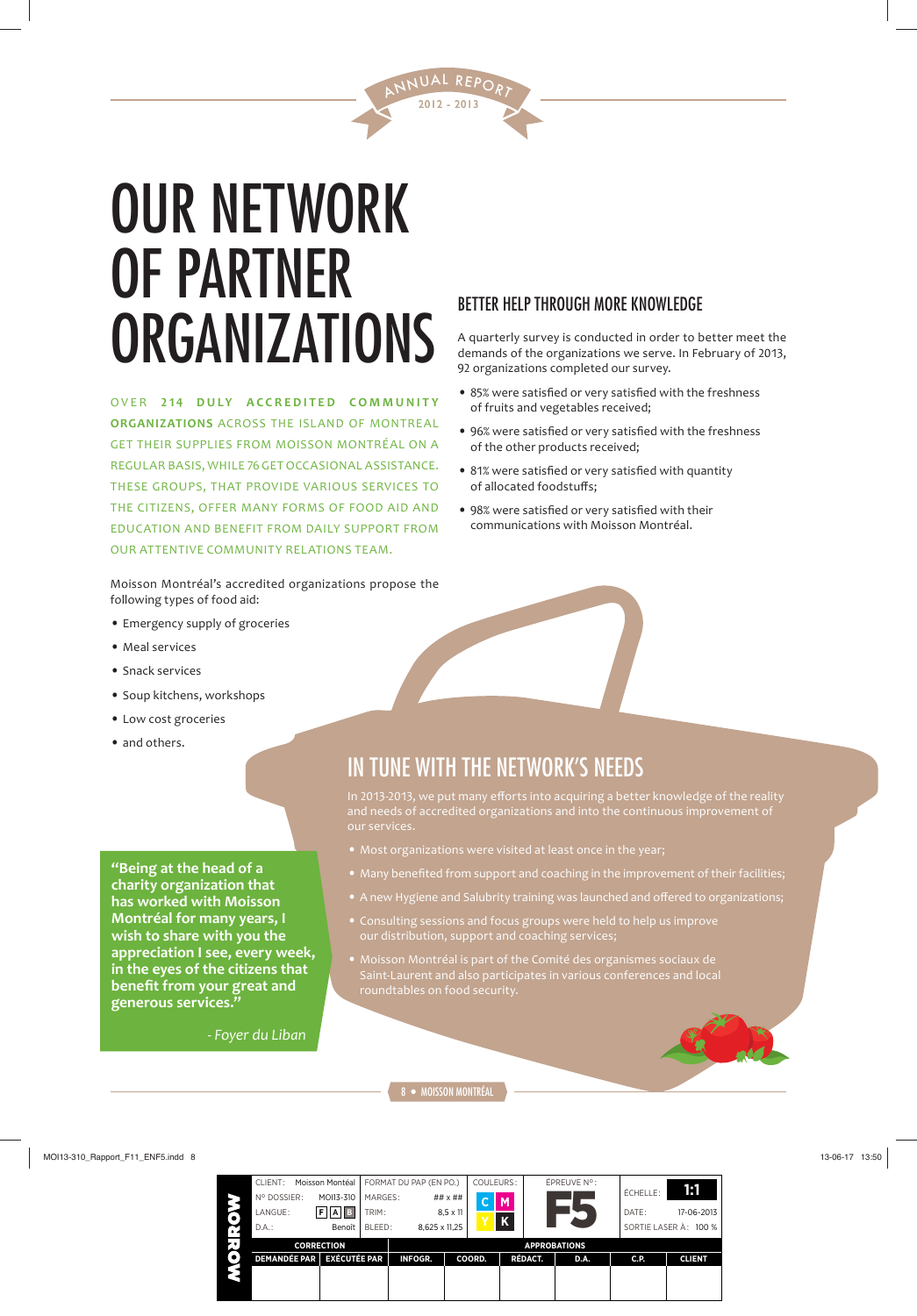# OUR NETWORK OF PARTNER ORGANIZATIONS

OVER **214 DULY ACCREDITED COMMUNITY ORGANIZATIONS** ACROSS THE ISLAND OF MONTREAL GET THEIR SUPPLIES FROM MOISSON MONTRÉAL ON A REGULAR BASIS, WHILE 76 GET OCCASIONAL ASSISTANCE. THESE GROUPS, THAT PROVIDE VARIOUS SERVICES TO THE CITIZENS, OFFER MANY FORMS OF FOOD AID AND EDUCATION AND BENEFIT FROM DAILY SUPPORT FROM OUR ATTENTIVE COMMUNITY RELATIONS TEAM.

Moisson Montréal's accredited organizations propose the following types of food aid:

- Emergency supply of groceries
- Meal services
- Snack services
- Soup kitchens, workshops
- Low cost groceries
- and others.

## BETTER HELP THROUGH MORE KNOWLEDGE

A quarterly survey is conducted in order to better meet the demands of the organizations we serve. In February of 2013, 92 organizations completed our survey.

- 85% were satisfied or very satisfied with the freshness of fruits and vegetables received;
- 96% were satisfied or very satisfied with the freshness of the other products received;
- 81% were satisfied or very satisfied with quantity of allocated foodstuffs;
- 98% were satisfied or very satisfied with their communications with Moisson Montréal.

## IN TUNE WITH THE NETWORK'S NEEDS

In 2013-2013, we put many efforts into acquiring a better knowledge of the reality and needs of accredited organizations and into the continuous improvement of our services.

- Most organizations were visited at least once in the year;
- Many benefited from support and coaching in the improvement of their facilities;
- A new Hygiene and Salubrity training was launched and offered to organizations;
- Consulting sessions and focus groups were held to help us improve our distribution, support and coaching services;
- Moisson Montréal is part of the Comité des organismes sociaux de Saint-Laurent and also participates in various conferences and local roundtables on food security.

**"Being at the head of a charity organization that has worked with Moisson Montréal for many years, I wish to share with you the appreciation I see, every week, in the eyes of the citizens that benefit from your great and generous services."**

*- Foyer du Liban*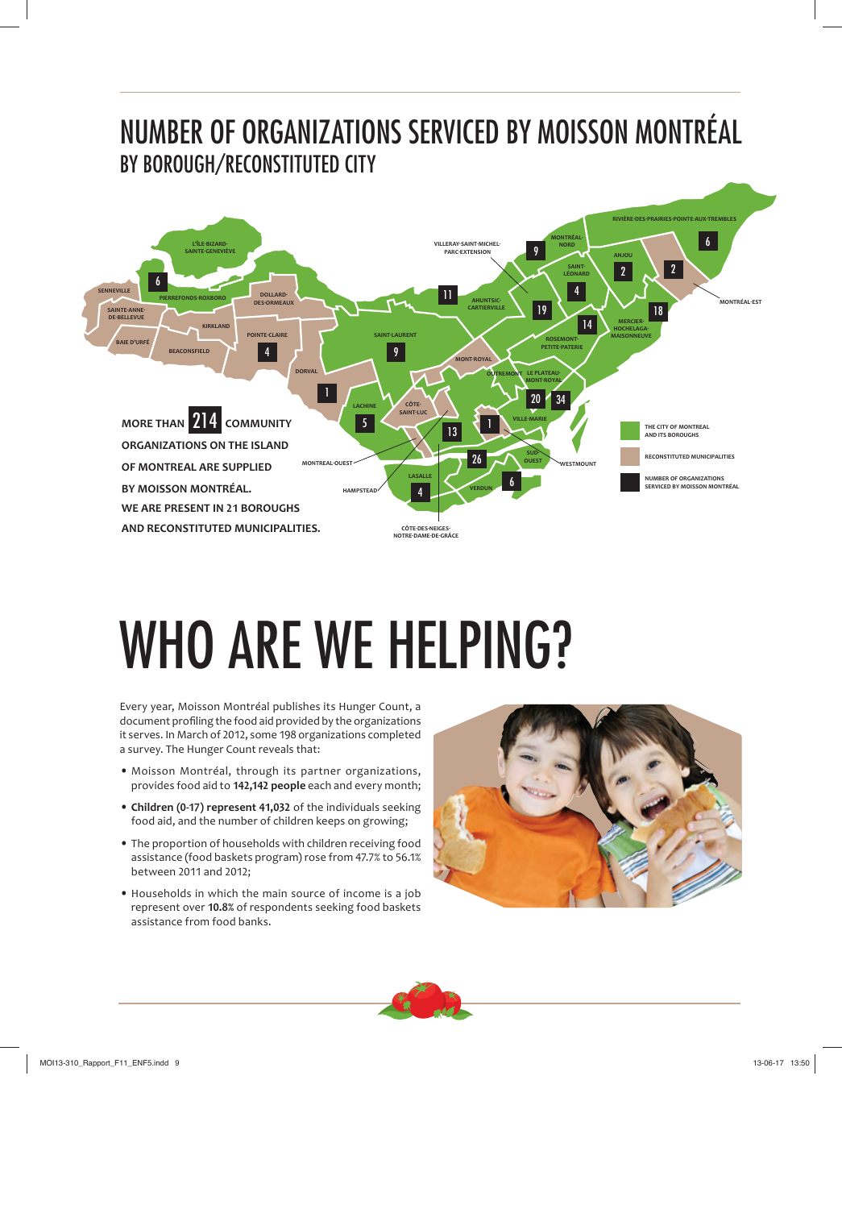# NUMBER OF ORGANIZATIONS SERVICED BY MOISSON MONTRÉAL

## BY BOROUGH/RECONSTITUTED CITY

| Borough/Reconstituted city | Number of organizations |
|---|---|
| L'Île-Bizard-Sainte-Geneviève | |
| Pierrefonds-Roxboro | 6 |
| Senneville | |
| Sainte-Anne-de-Bellevue | |
| Baie d'Urfé | |
| Beaconsfield | |
| Kirkland | |
| Dollard-des-Ormeaux | |
| Pointe-Claire | 4 |
| Dorval | 1 |
| Lachine | 5 |
| Saint-Laurent | 9 |
| Ahuntsic-Cartierville | 11 |
| Villeray-Saint-Michel-Parc-Extension | 19 |
| Montréal-Nord | 9 |
| Saint-Léonard | 4 |
| Anjou | 2 |
| Montréal-Est | 2 |
| Rivière-des-Prairies-Pointe-aux-Trembles | 6 |
| Mercier-Hochelaga-Maisonneuve | 18 |
| Rosemont-Petite-Patrie | 14 |
| Mont-Royal | |
| Outremont | |
| Le Plateau-Mont-Royal | 20 |
| Ville-Marie | 34 |
| Côte-Saint-Luc | |
| Westmount | 1 |
| Montréal-Ouest | |
| Hampstead | |
| Côte-des-Neiges-Notre-Dame-de-Grâce | 13 |
| Sud-Ouest | 26 |
| LaSalle | 4 |
| Verdun | 6 |

Legend:
- The City of Montreal and its boroughs
- Reconstituted municipalities
- Number of organizations serviced by Moisson Montréal

**MORE THAN 214 COMMUNITY ORGANIZATIONS ON THE ISLAND OF MONTREAL ARE SUPPLIED BY MOISSON MONTRÉAL. WE ARE PRESENT IN 21 BOROUGHS AND RECONSTITUTED MUNICIPALITIES.**

# WHO ARE WE HELPING?

Every year, Moisson Montréal publishes its Hunger Count, a document profiling the food aid provided by the organizations it serves. In March of 2012, some 198 organizations completed a survey. The Hunger Count reveals that:

- Moisson Montréal, through its partner organizations, provides food aid to **142,142 people** each and every month;
- **Children (0-17) represent 41,032** of the individuals seeking food aid, and the number of children keeps on growing;
- The proportion of households with children receiving food assistance (food baskets program) rose from 47.7% to 56.1% between 2011 and 2012;
- Households in which the main source of income is a job represent over **10.8%** of respondents seeking food baskets assistance from food banks.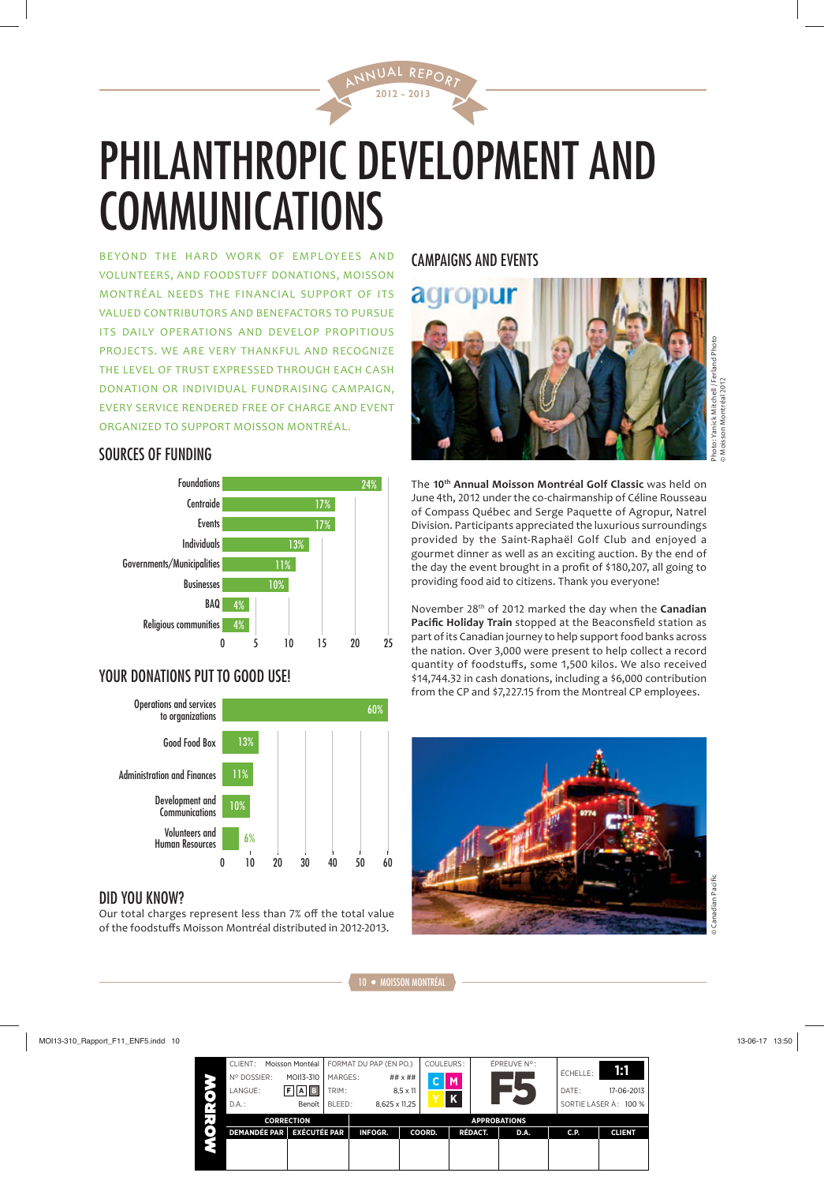# PHILANTHROPIC DEVELOPMENT AND COMMUNICATIONS

BEYOND THE HARD WORK OF EMPLOYEES AND VOLUNTEERS, AND FOODSTUFF DONATIONS, MOISSON MONTRÉAL NEEDS THE FINANCIAL SUPPORT OF ITS VALUED CONTRIBUTORS AND BENEFACTORS TO PURSUE ITS DAILY OPERATIONS AND DEVELOP PROPITIOUS PROJECTS. WE ARE VERY THANKFUL AND RECOGNIZE THE LEVEL OF TRUST EXPRESSED THROUGH EACH CASH DONATION OR INDIVIDUAL FUNDRAISING CAMPAIGN, EVERY SERVICE RENDERED FREE OF CHARGE AND EVENT ORGANIZED TO SUPPORT MOISSON MONTRÉAL.

## SOURCES OF FUNDING

| Source | % |
|---|---|
| Foundations | 24% |
| Centraide | 17% |
| Events | 17% |
| Individuals | 13% |
| Governments/Municipalities | 11% |
| Businesses | 10% |
| BAQ | 4% |
| Religious communities | 4% |

## YOUR DONATIONS PUT TO GOOD USE!

| Use | % |
|---|---|
| Operations and services to organizations | 60% |
| Good Food Box | 13% |
| Administration and Finances | 11% |
| Development and Communications | 10% |
| Volunteers and Human Resources | 6% |

## DID YOU KNOW?

Our total charges represent less than 7% off the total value of the foodstuffs Moisson Montréal distributed in 2012-2013.

## CAMPAIGNS AND EVENTS

Photo: Yanick Mitchell / Ferland Photo © Moisson Montréal 2012

The 10th **Annual Moisson Montréal Golf Classic** was held on June 4th, 2012 under the co-chairmanship of Céline Rousseau of Compass Québec and Serge Paquette of Agropur, Natrel Division. Participants appreciated the luxurious surroundings provided by the Saint-Raphaël Golf Club and enjoyed a gourmet dinner as well as an exciting auction. By the end of the day the event brought in a profit of $180,207, all going to providing food aid to citizens. Thank you everyone!

November 28th of 2012 marked the day when the **Canadian Pacific Holiday Train** stopped at the Beaconsfield station as part of its Canadian journey to help support food banks across the nation. Over 3,000 were present to help collect a record quantity of foodstuffs, some 1,500 kilos. We also received $14,744.32 in cash donations, including a $6,000 contribution from the CP and $7,227.15 from the Montreal CP employees.

© Canadian Pacific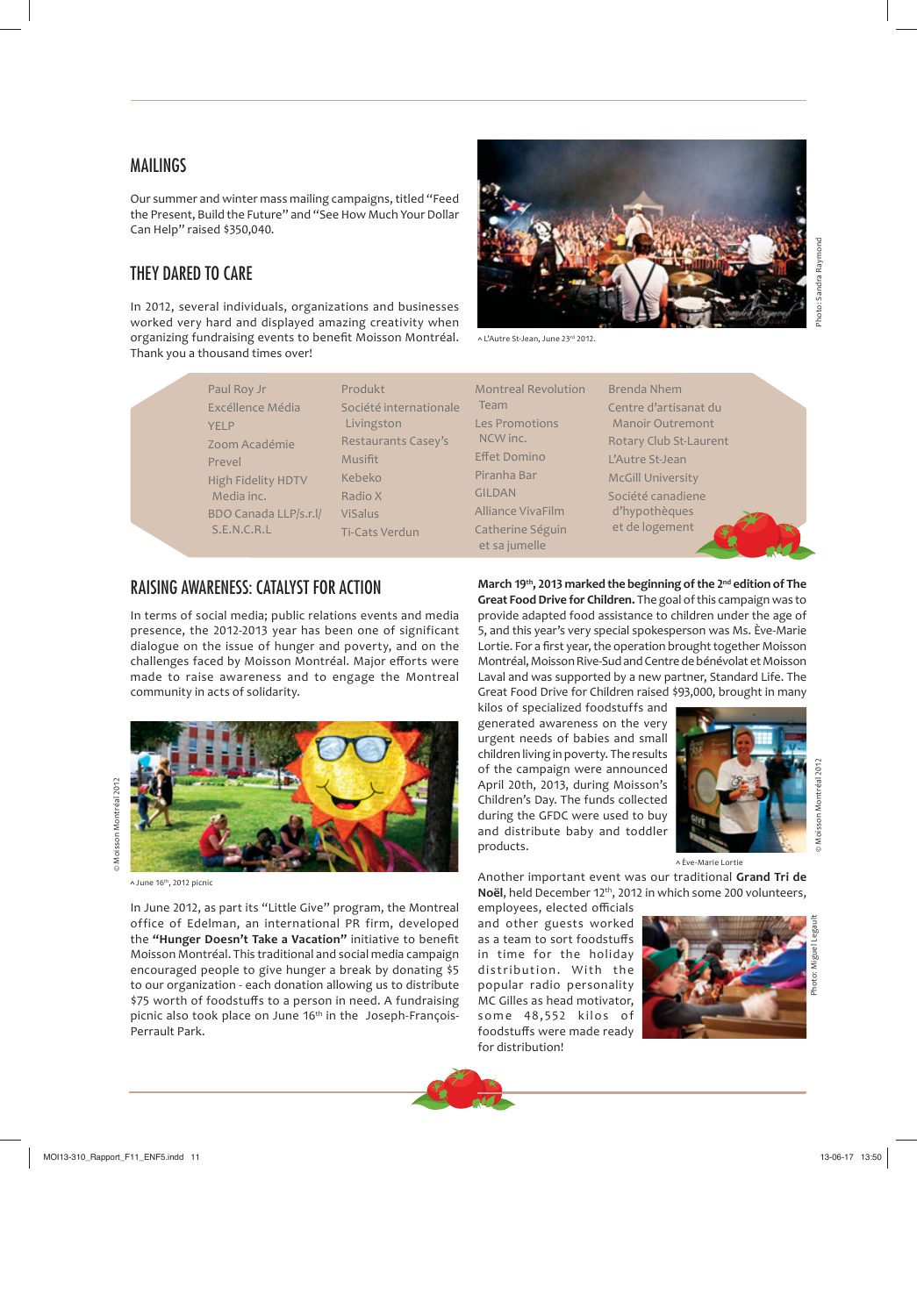## MAILINGS

Our summer and winter mass mailing campaigns, titled "Feed the Present, Build the Future" and "See How Much Your Dollar Can Help" raised $350,040.

## THEY DARED TO CARE

In 2012, several individuals, organizations and businesses worked very hard and displayed amazing creativity when organizing fundraising events to benefit Moisson Montréal. Thank you a thousand times over!

^ L'Autre St-Jean, June 23rd 2012.

Photo: Sandra Raymond

- Paul Roy Jr
- Excéllence Média
- YELP
- Zoom Académie
- Prevel
- High Fidelity HDTV Media inc.
- BDO Canada LLP/s.r.l/ S.E.N.C.R.L
- Produkt
- Société internationale Livingston
- Restaurants Casey's
- Musifit
- Kebeko
- Radio X
- ViSalus
- Ti-Cats Verdun
- Montreal Revolution Team
- Les Promotions NCW inc.
- Effet Domino
- Piranha Bar
- GILDAN
- Alliance VivaFilm
- Catherine Séguin et sa jumelle
- Brenda Nhem
- Centre d'artisanat du Manoir Outremont
- Rotary Club St-Laurent
- L'Autre St-Jean
- McGill University
- Société canadiene d'hypothèques et de logement

## RAISING AWARENESS: CATALYST FOR ACTION

In terms of social media; public relations events and media presence, the 2012-2013 year has been one of significant dialogue on the issue of hunger and poverty, and on the challenges faced by Moisson Montréal. Major efforts were made to raise awareness and to engage the Montreal community in acts of solidarity.

© Moisson Montréal 2012

^ June 16th, 2012 picnic

In June 2012, as part its "Little Give" program, the Montreal office of Edelman, an international PR firm, developed the **"Hunger Doesn't Take a Vacation"** initiative to benefit Moisson Montréal. This traditional and social media campaign encouraged people to give hunger a break by donating $5 to our organization - each donation allowing us to distribute $75 worth of foodstuffs to a person in need. A fundraising picnic also took place on June 16th in the Joseph-François-Perrault Park.

**March 19th, 2013 marked the beginning of the 2nd edition of The Great Food Drive for Children.** The goal of this campaign was to provide adapted food assistance to children under the age of 5, and this year's very special spokesperson was Ms. Ève-Marie Lortie. For a first year, the operation brought together Moisson Montréal, Moisson Rive-Sud and Centre de bénévolat et Moisson Laval and was supported by a new partner, Standard Life. The Great Food Drive for Children raised $93,000, brought in many kilos of specialized foodstuffs and generated awareness on the very urgent needs of babies and small children living in poverty. The results of the campaign were announced April 20th, 2013, during Moisson's Children's Day. The funds collected during the GFDC were used to buy and distribute baby and toddler products.

© Moisson Montréal 2012

^ Ève-Marie Lortie

Another important event was our traditional **Grand Tri de Noël**, held December 12th, 2012 in which some 200 volunteers, employees, elected officials and other guests worked as a team to sort foodstuffs in time for the holiday distribution. With the popular radio personality MC Gilles as head motivator, some 48,552 kilos of foodstuffs were made ready for distribution!

Photo: Miguel Legault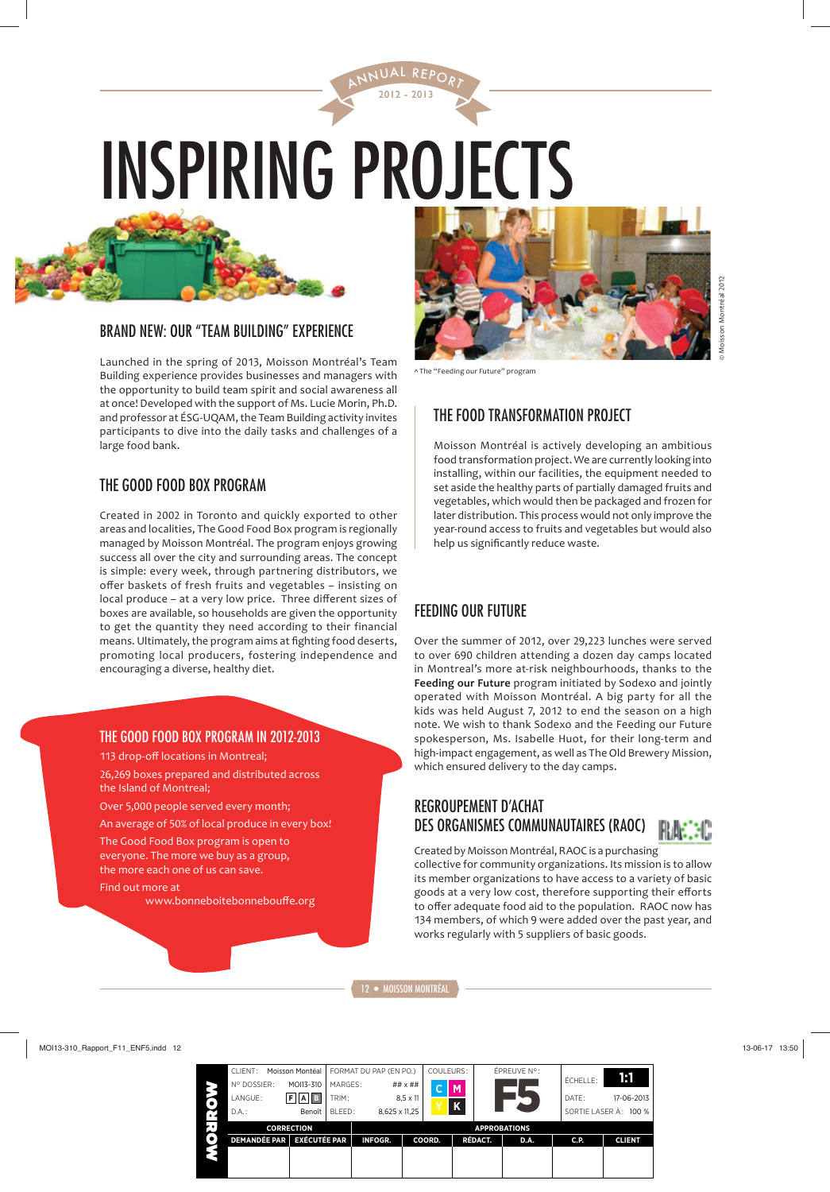ANNUAL REPORT 2012 - 2013

# INSPIRING PROJECTS

## BRAND NEW: OUR "TEAM BUILDING" EXPERIENCE

Launched in the spring of 2013, Moisson Montréal's Team Building experience provides businesses and managers with the opportunity to build team spirit and social awareness all at once! Developed with the support of Ms. Lucie Morin, Ph.D. and professor at ÉSG-UQAM, the Team Building activity invites participants to dive into the daily tasks and challenges of a large food bank.

## THE GOOD FOOD BOX PROGRAM

Created in 2002 in Toronto and quickly exported to other areas and localities, The Good Food Box program is regionally managed by Moisson Montréal. The program enjoys growing success all over the city and surrounding areas. The concept is simple: every week, through partnering distributors, we offer baskets of fresh fruits and vegetables – insisting on local produce – at a very low price. Three different sizes of boxes are available, so households are given the opportunity to get the quantity they need according to their financial means. Ultimately, the program aims at fighting food deserts, promoting local producers, fostering independence and encouraging a diverse, healthy diet.

### THE GOOD FOOD BOX PROGRAM IN 2012-2013

113 drop-off locations in Montreal;

26,269 boxes prepared and distributed across the Island of Montreal;

Over 5,000 people served every month;

An average of 50% of local produce in every box!

The Good Food Box program is open to everyone. The more we buy as a group, the more each one of us can save.

Find out more at www.bonneboitebonnebouffe.org

^ The "Feeding our Future" program

© Moisson Montréal 2012

## THE FOOD TRANSFORMATION PROJECT

Moisson Montréal is actively developing an ambitious food transformation project. We are currently looking into installing, within our facilities, the equipment needed to set aside the healthy parts of partially damaged fruits and vegetables, which would then be packaged and frozen for later distribution. This process would not only improve the year-round access to fruits and vegetables but would also help us significantly reduce waste.

## FEEDING OUR FUTURE

Over the summer of 2012, over 29,223 lunches were served to over 690 children attending a dozen day camps located in Montreal's more at-risk neighbourhoods, thanks to the **Feeding our Future** program initiated by Sodexo and jointly operated with Moisson Montréal. A big party for all the kids was held August 7, 2012 to end the season on a high note. We wish to thank Sodexo and the Feeding our Future spokesperson, Ms. Isabelle Huot, for their long-term and high-impact engagement, as well as The Old Brewery Mission, which ensured delivery to the day camps.

## REGROUPEMENT D'ACHAT DES ORGANISMES COMMUNAUTAIRES (RAOC)

Created by Moisson Montréal, RAOC is a purchasing collective for community organizations. Its mission is to allow its member organizations to have access to a variety of basic goods at a very low cost, therefore supporting their efforts to offer adequate food aid to the population. RAOC now has 134 members, of which 9 were added over the past year, and works regularly with 5 suppliers of basic goods.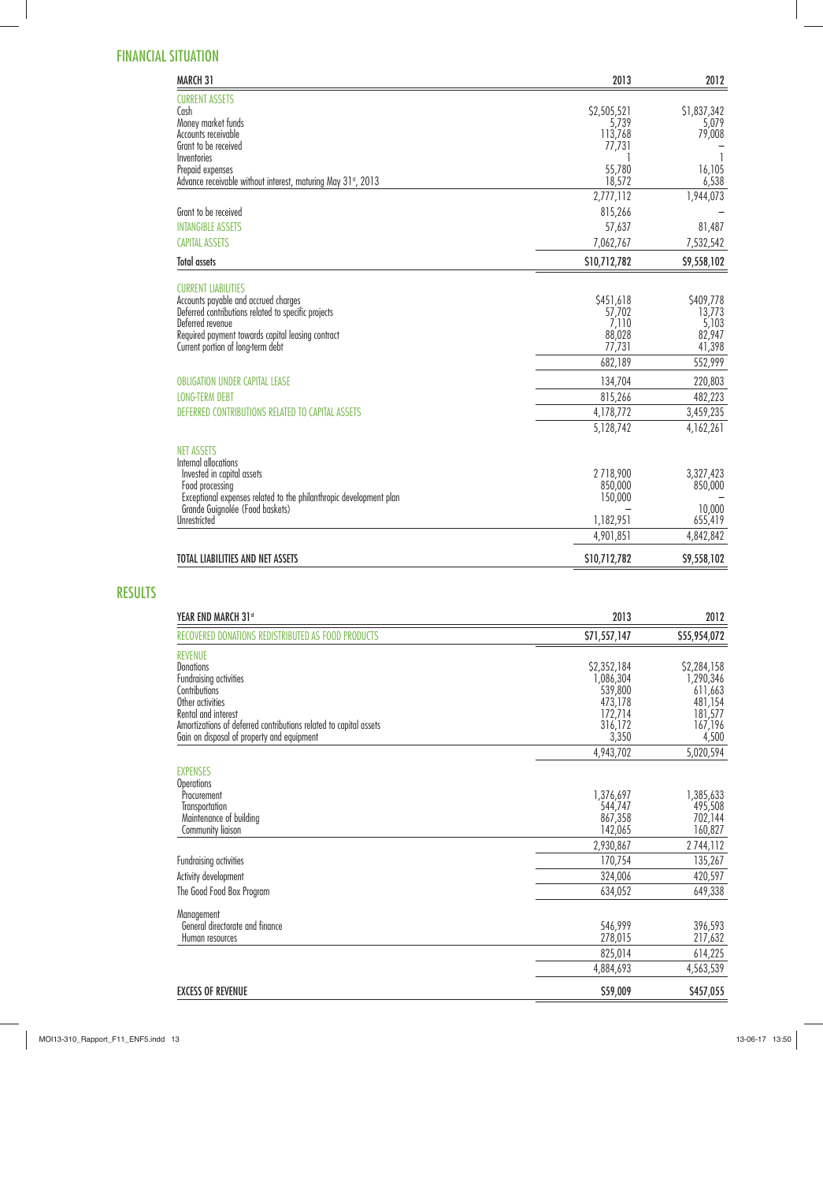## FINANCIAL SITUATION

| MARCH 31 | 2013 | 2012 |
|---|---|---|
| **CURRENT ASSETS** | | |
| Cash | $2,505,521 | $1,837,342 |
| Money market funds | 5,739 | 5,079 |
| Accounts receivable | 113,768 | 79,008 |
| Grant to be received | 77,731 | – |
| Inventories | 1 | 1 |
| Prepaid expenses | 55,780 | 16,105 |
| Advance receivable without interest, maturing May 31st, 2013 | 18,572 | 6,538 |
| | 2,777,112 | 1,944,073 |
| Grant to be received | 815,266 | – |
| INTANGIBLE ASSETS | 57,637 | 81,487 |
| CAPITAL ASSETS | 7,062,767 | 7,532,542 |
| **Total assets** | $10,712,782 | $9,558,102 |
| **CURRENT LIABILITIES** | | |
| Accounts payable and accrued charges | $451,618 | $409,778 |
| Deferred contributions related to specific projects | 57,702 | 13,773 |
| Deferred revenue | 7,110 | 5,103 |
| Required payment towards capital leasing contract | 88,028 | 82,947 |
| Current portion of long-term debt | 77,731 | 41,398 |
| | 682,189 | 552,999 |
| OBLIGATION UNDER CAPITAL LEASE | 134,704 | 220,803 |
| LONG-TERM DEBT | 815,266 | 482,223 |
| DEFERRED CONTRIBUTIONS RELATED TO CAPITAL ASSETS | 4,178,772 | 3,459,235 |
| | 5,128,742 | 4,162,261 |
| **NET ASSETS** | | |
| Internal allocations | | |
| Invested in capital assets | 2 718,900 | 3,327,423 |
| Food processing | 850,000 | 850,000 |
| Exceptional expenses related to the philanthropic development plan | 150,000 | |
| Grande Guignolée (Food baskets) | – | 10,000 |
| Unrestricted | 1,182,951 | 655,419 |
| | 4,901,851 | 4,842,842 |
| **TOTAL LIABILITIES AND NET ASSETS** | $10,712,782 | $9,558,102 |

## RESULTS

| YEAR END MARCH 31st | 2013 | 2012 |
|---|---|---|
| RECOVERED DONATIONS REDISTRIBUTED AS FOOD PRODUCTS | $71,557,147 | $55,954,072 |
| **REVENUE** | | |
| Donations | $2,352,184 | $2,284,158 |
| Fundraising activities | 1,086,304 | 1,290,346 |
| Contributions | 539,800 | 611,663 |
| Other activities | 473,178 | 481,154 |
| Rental and interest | 172,714 | 181,577 |
| Amortizations of deferred contributions related to capital assets | 316,172 | 167,196 |
| Gain on disposal of property and equipment | 3,350 | 4,500 |
| | 4,943,702 | 5,020,594 |
| **EXPENSES** | | |
| Operations | | |
| Procurement | 1,376,697 | 1,385,633 |
| Transportation | 544,747 | 495,508 |
| Maintenance of building | 867,358 | 702,144 |
| Community liaison | 142,065 | 160,827 |
| | 2,930,867 | 2 744,112 |
| Fundraising activities | 170,754 | 135,267 |
| Activity development | 324,006 | 420,597 |
| The Good Food Box Program | 634,052 | 649,338 |
| Management | | |
| General directorate and finance | 546,999 | 396,593 |
| Human resources | 278,015 | 217,632 |
| | 825,014 | 614,225 |
| | 4,884,693 | 4,563,539 |
| **EXCESS OF REVENUE** | $59,009 | $457,055 |